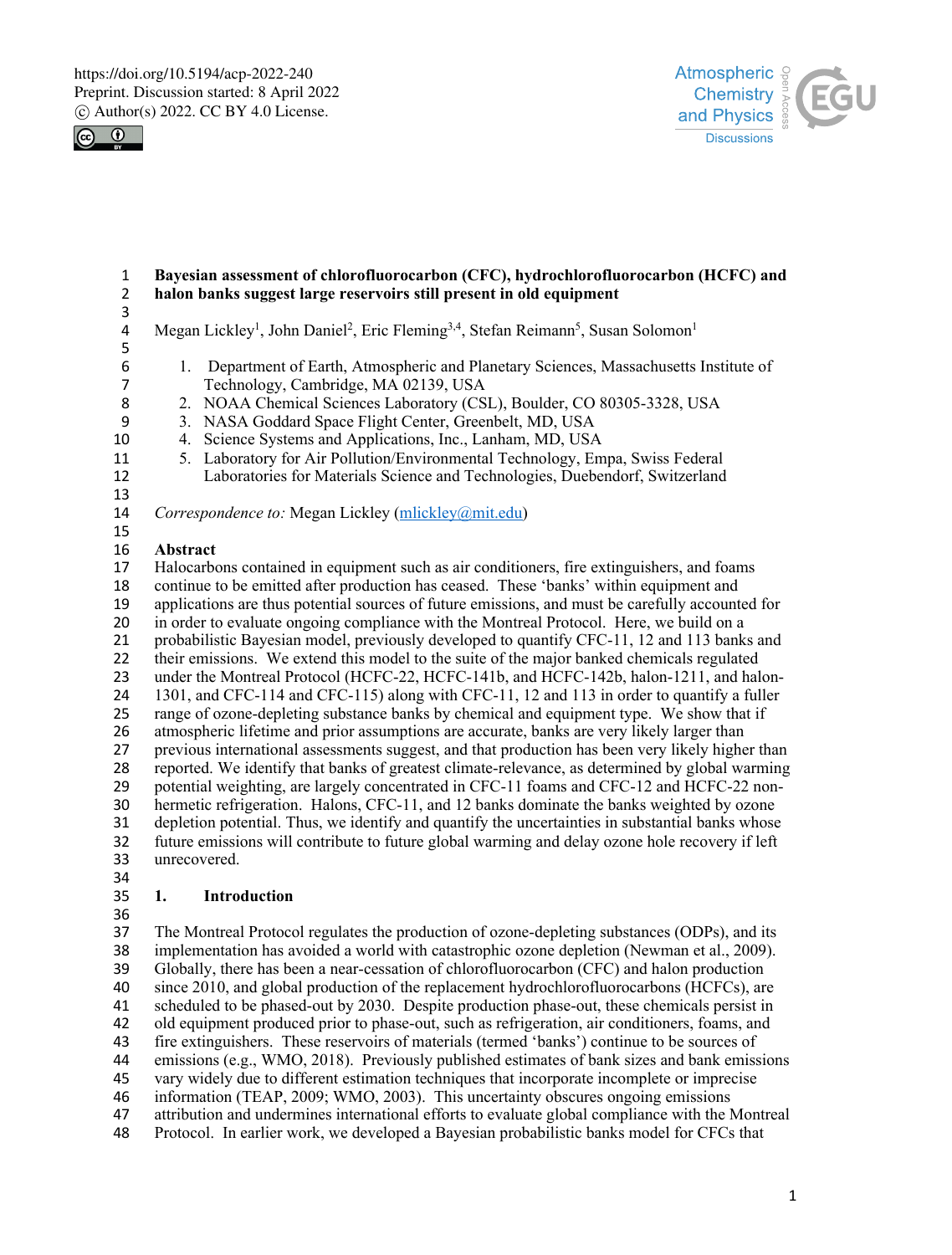https://doi.org/10.5194/acp-2022-240
Preprint. Discussion started: 8 April 2022
© Author(s) 2022. CC BY 4.0 License.

# Bayesian assessment of chlorofluorocarbon (CFC), hydrochlorofluorocarbon (HCFC) and halon banks suggest large reservoirs still present in old equipment

Megan Lickley[1], John Daniel[2], Eric Fleming[3,4], Stefan Reimann[5], Susan Solomon[1]

1. Department of Earth, Atmospheric and Planetary Sciences, Massachusetts Institute of Technology, Cambridge, MA 02139, USA
2. NOAA Chemical Sciences Laboratory (CSL), Boulder, CO 80305-3328, USA
3. NASA Goddard Space Flight Center, Greenbelt, MD, USA
4. Science Systems and Applications, Inc., Lanham, MD, USA
5. Laboratory for Air Pollution/Environmental Technology, Empa, Swiss Federal Laboratories for Materials Science and Technologies, Duebendorf, Switzerland

*Correspondence to:* Megan Lickley (mlickley@mit.edu)

## Abstract

Halocarbons contained in equipment such as air conditioners, fire extinguishers, and foams continue to be emitted after production has ceased. These 'banks' within equipment and applications are thus potential sources of future emissions, and must be carefully accounted for in order to evaluate ongoing compliance with the Montreal Protocol. Here, we build on a probabilistic Bayesian model, previously developed to quantify CFC-11, 12 and 113 banks and their emissions. We extend this model to the suite of the major banked chemicals regulated under the Montreal Protocol (HCFC-22, HCFC-141b, and HCFC-142b, halon-1211, and halon-1301, and CFC-114 and CFC-115) along with CFC-11, 12 and 113 in order to quantify a fuller range of ozone-depleting substance banks by chemical and equipment type. We show that if atmospheric lifetime and prior assumptions are accurate, banks are very likely larger than previous international assessments suggest, and that production has been very likely higher than reported. We identify that banks of greatest climate-relevance, as determined by global warming potential weighting, are largely concentrated in CFC-11 foams and CFC-12 and HCFC-22 non-hermetic refrigeration. Halons, CFC-11, and 12 banks dominate the banks weighted by ozone depletion potential. Thus, we identify and quantify the uncertainties in substantial banks whose future emissions will contribute to future global warming and delay ozone hole recovery if left unrecovered.

## 1. Introduction

The Montreal Protocol regulates the production of ozone-depleting substances (ODPs), and its implementation has avoided a world with catastrophic ozone depletion (Newman et al., 2009). Globally, there has been a near-cessation of chlorofluorocarbon (CFC) and halon production since 2010, and global production of the replacement hydrochlorofluorocarbons (HCFCs), are scheduled to be phased-out by 2030. Despite production phase-out, these chemicals persist in old equipment produced prior to phase-out, such as refrigeration, air conditioners, foams, and fire extinguishers. These reservoirs of materials (termed 'banks') continue to be sources of emissions (e.g., WMO, 2018). Previously published estimates of bank sizes and bank emissions vary widely due to different estimation techniques that incorporate incomplete or imprecise information (TEAP, 2009; WMO, 2003). This uncertainty obscures ongoing emissions attribution and undermines international efforts to evaluate global compliance with the Montreal Protocol. In earlier work, we developed a Bayesian probabilistic banks model for CFCs that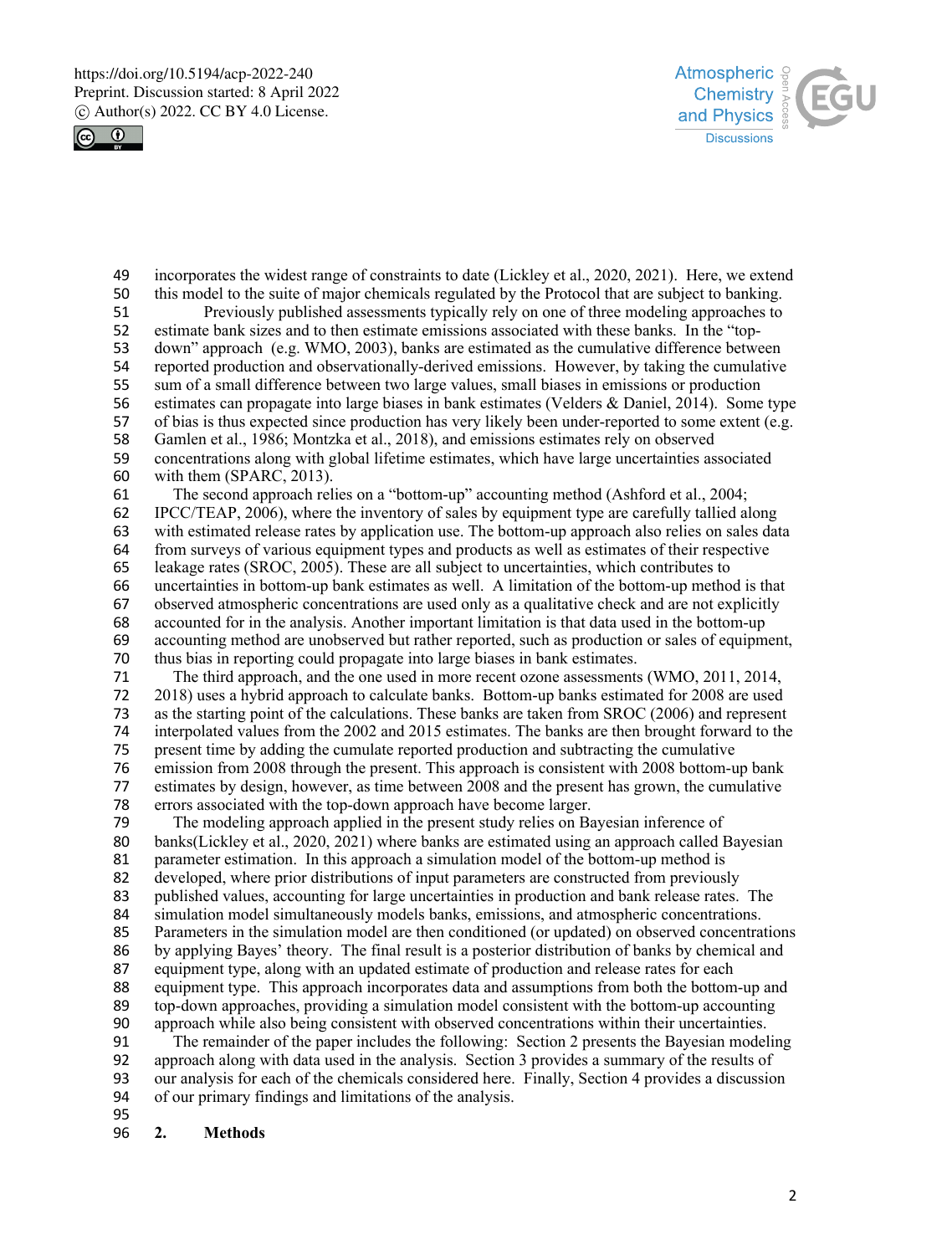incorporates the widest range of constraints to date (Lickley et al., 2020, 2021). Here, we extend this model to the suite of major chemicals regulated by the Protocol that are subject to banking.

Previously published assessments typically rely on one of three modeling approaches to estimate bank sizes and to then estimate emissions associated with these banks. In the "top-down" approach (e.g. WMO, 2003), banks are estimated as the cumulative difference between reported production and observationally-derived emissions. However, by taking the cumulative sum of a small difference between two large values, small biases in emissions or production estimates can propagate into large biases in bank estimates (Velders & Daniel, 2014). Some type of bias is thus expected since production has very likely been under-reported to some extent (e.g. Gamlen et al., 1986; Montzka et al., 2018), and emissions estimates rely on observed concentrations along with global lifetime estimates, which have large uncertainties associated with them (SPARC, 2013).

The second approach relies on a "bottom-up" accounting method (Ashford et al., 2004; IPCC/TEAP, 2006), where the inventory of sales by equipment type are carefully tallied along with estimated release rates by application use. The bottom-up approach also relies on sales data from surveys of various equipment types and products as well as estimates of their respective leakage rates (SROC, 2005). These are all subject to uncertainties, which contributes to uncertainties in bottom-up bank estimates as well. A limitation of the bottom-up method is that observed atmospheric concentrations are used only as a qualitative check and are not explicitly accounted for in the analysis. Another important limitation is that data used in the bottom-up accounting method are unobserved but rather reported, such as production or sales of equipment, thus bias in reporting could propagate into large biases in bank estimates.

The third approach, and the one used in more recent ozone assessments (WMO, 2011, 2014, 2018) uses a hybrid approach to calculate banks. Bottom-up banks estimated for 2008 are used as the starting point of the calculations. These banks are taken from SROC (2006) and represent interpolated values from the 2002 and 2015 estimates. The banks are then brought forward to the present time by adding the cumulate reported production and subtracting the cumulative emission from 2008 through the present. This approach is consistent with 2008 bottom-up bank estimates by design, however, as time between 2008 and the present has grown, the cumulative errors associated with the top-down approach have become larger.

The modeling approach applied in the present study relies on Bayesian inference of banks(Lickley et al., 2020, 2021) where banks are estimated using an approach called Bayesian parameter estimation. In this approach a simulation model of the bottom-up method is developed, where prior distributions of input parameters are constructed from previously published values, accounting for large uncertainties in production and bank release rates. The simulation model simultaneously models banks, emissions, and atmospheric concentrations. Parameters in the simulation model are then conditioned (or updated) on observed concentrations by applying Bayes' theory. The final result is a posterior distribution of banks by chemical and equipment type, along with an updated estimate of production and release rates for each equipment type. This approach incorporates data and assumptions from both the bottom-up and top-down approaches, providing a simulation model consistent with the bottom-up accounting approach while also being consistent with observed concentrations within their uncertainties.

The remainder of the paper includes the following: Section 2 presents the Bayesian modeling approach along with data used in the analysis. Section 3 provides a summary of the results of our analysis for each of the chemicals considered here. Finally, Section 4 provides a discussion of our primary findings and limitations of the analysis.

## 2. Methods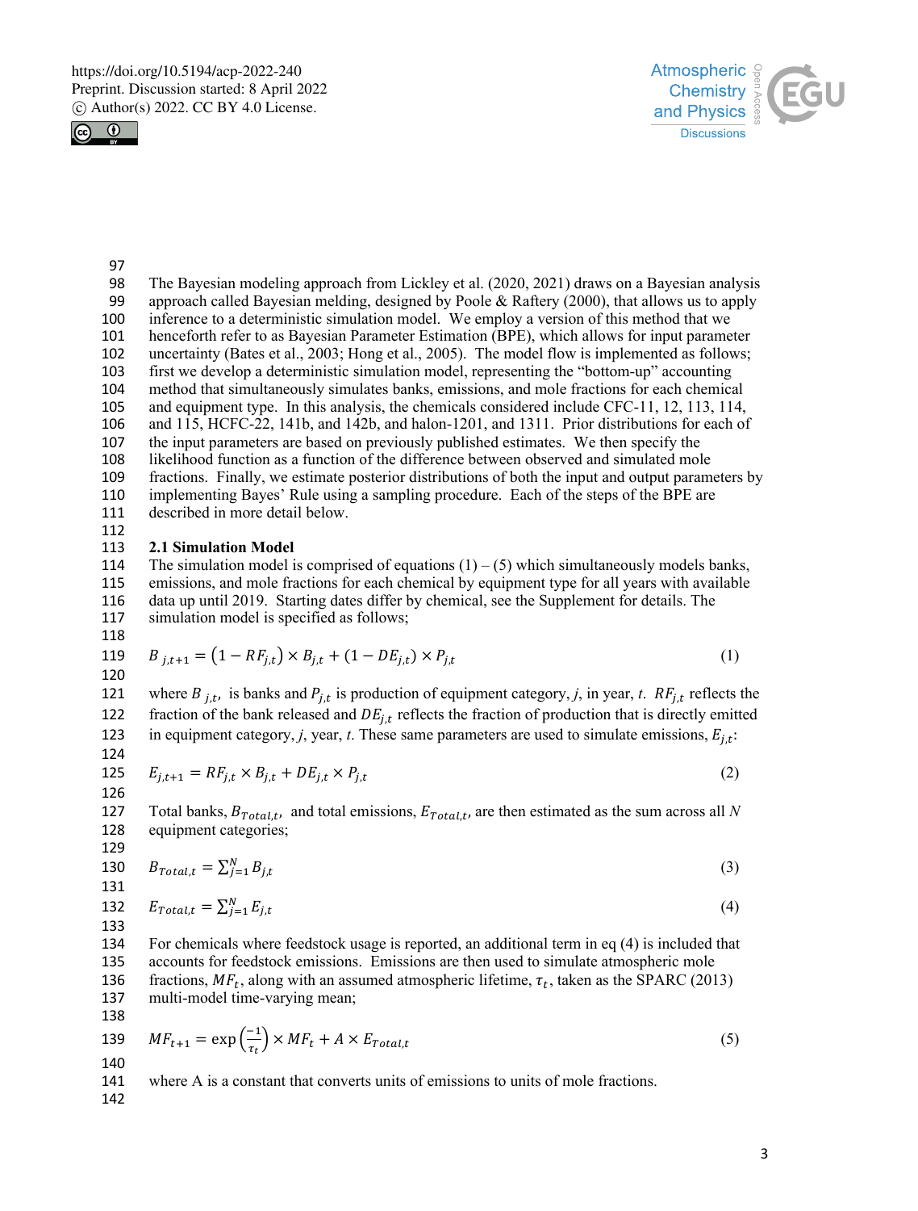The Bayesian modeling approach from Lickley et al. (2020, 2021) draws on a Bayesian analysis approach called Bayesian melding, designed by Poole & Raftery (2000), that allows us to apply inference to a deterministic simulation model. We employ a version of this method that we henceforth refer to as Bayesian Parameter Estimation (BPE), which allows for input parameter uncertainty (Bates et al., 2003; Hong et al., 2005). The model flow is implemented as follows; first we develop a deterministic simulation model, representing the "bottom-up" accounting method that simultaneously simulates banks, emissions, and mole fractions for each chemical and equipment type. In this analysis, the chemicals considered include CFC-11, 12, 113, 114, and 115, HCFC-22, 141b, and 142b, and halon-1201, and 1311. Prior distributions for each of the input parameters are based on previously published estimates. We then specify the likelihood function as a function of the difference between observed and simulated mole fractions. Finally, we estimate posterior distributions of both the input and output parameters by implementing Bayes' Rule using a sampling procedure. Each of the steps of the BPE are described in more detail below.

## 2.1 Simulation Model

The simulation model is comprised of equations (1) – (5) which simultaneously models banks, emissions, and mole fractions for each chemical by equipment type for all years with available data up until 2019. Starting dates differ by chemical, see the Supplement for details. The simulation model is specified as follows;

$$B_{j,t+1} = \left(1 - RF_{j,t}\right) \times B_{j,t} + (1 - DE_{j,t}) \times P_{j,t} \tag{1}$$

where $B_{j,t}$, is banks and $P_{j,t}$ is production of equipment category, $j$, in year, $t$. $RF_{j,t}$ reflects the fraction of the bank released and $DE_{j,t}$ reflects the fraction of production that is directly emitted in equipment category, $j$, year, $t$. These same parameters are used to simulate emissions, $E_{j,t}$:

$$E_{j,t+1} = RF_{j,t} \times B_{j,t} + DE_{j,t} \times P_{j,t} \tag{2}$$

Total banks, $B_{Total,t}$, and total emissions, $E_{Total,t}$, are then estimated as the sum across all $N$ equipment categories;

$$B_{Total,t} = \sum_{j=1}^{N} B_{j,t} \tag{3}$$

$$E_{Total,t} = \sum_{j=1}^{N} E_{j,t} \tag{4}$$

For chemicals where feedstock usage is reported, an additional term in eq (4) is included that accounts for feedstock emissions. Emissions are then used to simulate atmospheric mole fractions, $MF_t$, along with an assumed atmospheric lifetime, $\tau_t$, taken as the SPARC (2013) multi-model time-varying mean;

$$MF_{t+1} = \exp\left(\frac{-1}{\tau_t}\right) \times MF_t + A \times E_{Total,t} \tag{5}$$

where A is a constant that converts units of emissions to units of mole fractions.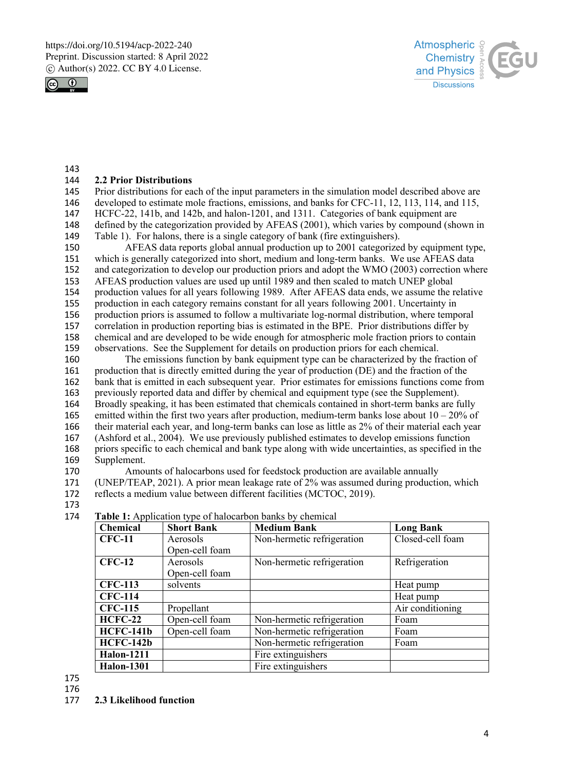## 2.2 Prior Distributions

Prior distributions for each of the input parameters in the simulation model described above are developed to estimate mole fractions, emissions, and banks for CFC-11, 12, 113, 114, and 115, HCFC-22, 141b, and 142b, and halon-1201, and 1311. Categories of bank equipment are defined by the categorization provided by AFEAS (2001), which varies by compound (shown in Table 1). For halons, there is a single category of bank (fire extinguishers).

AFEAS data reports global annual production up to 2001 categorized by equipment type, which is generally categorized into short, medium and long-term banks. We use AFEAS data and categorization to develop our production priors and adopt the WMO (2003) correction where AFEAS production values are used up until 1989 and then scaled to match UNEP global production values for all years following 1989. After AFEAS data ends, we assume the relative production in each category remains constant for all years following 2001. Uncertainty in production priors is assumed to follow a multivariate log-normal distribution, where temporal correlation in production reporting bias is estimated in the BPE. Prior distributions differ by chemical and are developed to be wide enough for atmospheric mole fraction priors to contain observations. See the Supplement for details on production priors for each chemical.

The emissions function by bank equipment type can be characterized by the fraction of production that is directly emitted during the year of production (DE) and the fraction of the bank that is emitted in each subsequent year. Prior estimates for emissions functions come from previously reported data and differ by chemical and equipment type (see the Supplement). Broadly speaking, it has been estimated that chemicals contained in short-term banks are fully emitted within the first two years after production, medium-term banks lose about 10 – 20% of their material each year, and long-term banks can lose as little as 2% of their material each year (Ashford et al., 2004). We use previously published estimates to develop emissions function priors specific to each chemical and bank type along with wide uncertainties, as specified in the Supplement.

Amounts of halocarbons used for feedstock production are available annually (UNEP/TEAP, 2021). A prior mean leakage rate of 2% was assumed during production, which reflects a medium value between different facilities (MCTOC, 2019).

**Table 1:** Application type of halocarbon banks by chemical

| Chemical | Short Bank | Medium Bank | Long Bank |
|---|---|---|---|
| **CFC-11** | Aerosols<br>Open-cell foam | Non-hermetic refrigeration | Closed-cell foam |
| **CFC-12** | Aerosols<br>Open-cell foam | Non-hermetic refrigeration | Refrigeration |
| **CFC-113** | solvents | | Heat pump |
| **CFC-114** | | | Heat pump |
| **CFC-115** | Propellant | | Air conditioning |
| **HCFC-22** | Open-cell foam | Non-hermetic refrigeration | Foam |
| **HCFC-141b** | Open-cell foam | Non-hermetic refrigeration | Foam |
| **HCFC-142b** | Open-cell foam | Non-hermetic refrigeration | Foam |
| **Halon-1211** | | Fire extinguishers | |
| **Halon-1301** | | Fire extinguishers | |

## 2.3 Likelihood function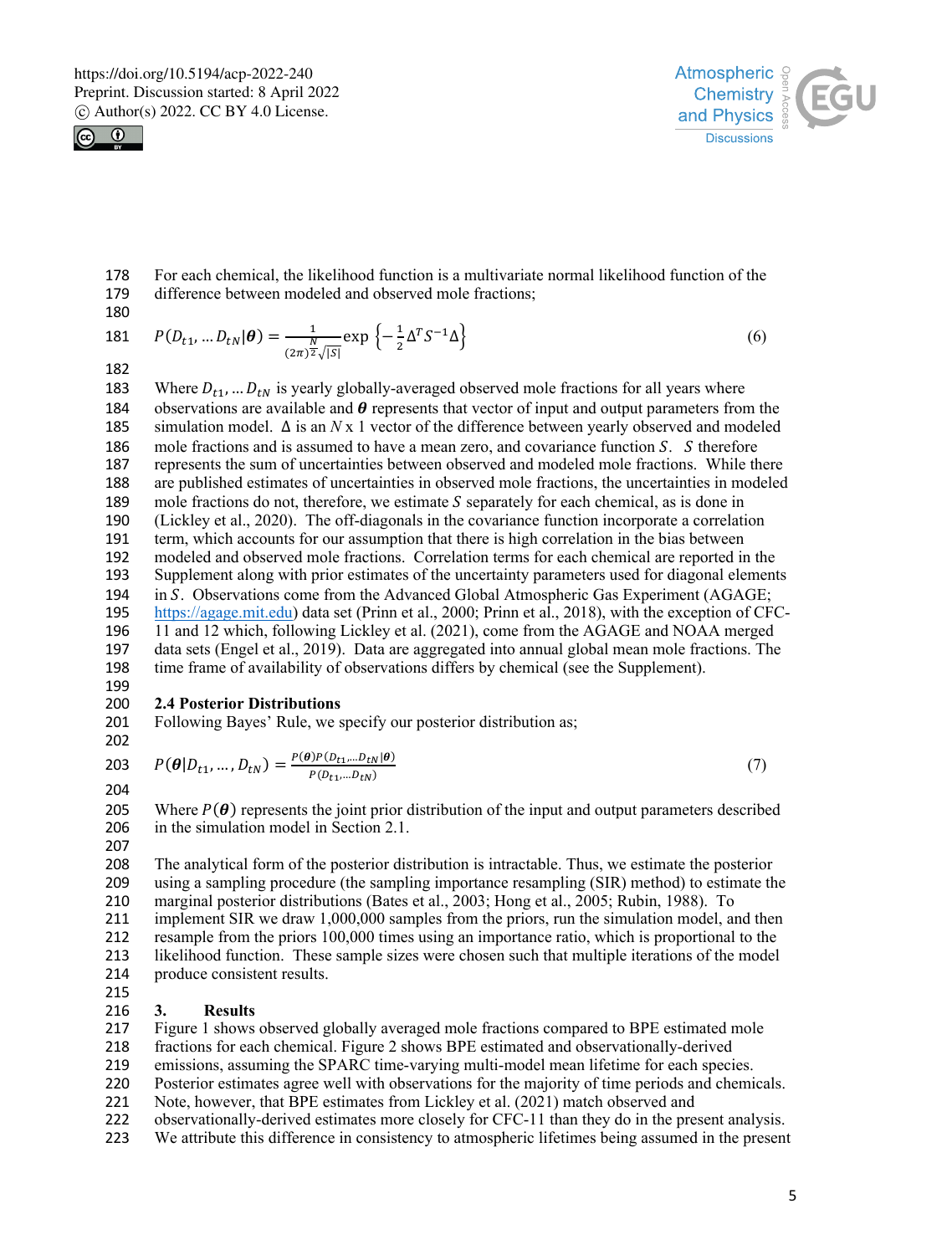For each chemical, the likelihood function is a multivariate normal likelihood function of the difference between modeled and observed mole fractions;

$$P(D_{t1}, \dots D_{tN}|\boldsymbol{\theta}) = \frac{1}{(2\pi)^{\frac{N}{2}}\sqrt{|S|}} \exp\left\{-\frac{1}{2}\Delta^T S^{-1} \Delta\right\} \tag{6}$$

Where $D_{t1}, \dots D_{tN}$ is yearly globally-averaged observed mole fractions for all years where observations are available and $\boldsymbol{\theta}$ represents that vector of input and output parameters from the simulation model. $\Delta$ is an $N$ x 1 vector of the difference between yearly observed and modeled mole fractions and is assumed to have a mean zero, and covariance function $S$. $S$ therefore represents the sum of uncertainties between observed and modeled mole fractions. While there are published estimates of uncertainties in observed mole fractions, the uncertainties in modeled mole fractions do not, therefore, we estimate $S$ separately for each chemical, as is done in (Lickley et al., 2020). The off-diagonals in the covariance function incorporate a correlation term, which accounts for our assumption that there is high correlation in the bias between modeled and observed mole fractions. Correlation terms for each chemical are reported in the Supplement along with prior estimates of the uncertainty parameters used for diagonal elements in $S$. Observations come from the Advanced Global Atmospheric Gas Experiment (AGAGE; https://agage.mit.edu) data set (Prinn et al., 2000; Prinn et al., 2018), with the exception of CFC-11 and 12 which, following Lickley et al. (2021), come from the AGAGE and NOAA merged data sets (Engel et al., 2019). Data are aggregated into annual global mean mole fractions. The time frame of availability of observations differs by chemical (see the Supplement).

## 2.4 Posterior Distributions

Following Bayes' Rule, we specify our posterior distribution as;

$$P(\boldsymbol{\theta}|D_{t1}, \dots, D_{tN}) = \frac{P(\boldsymbol{\theta})P(D_{t1},\dots D_{tN}|\boldsymbol{\theta})}{P(D_{t1},\dots D_{tN})} \tag{7}$$

Where $P(\boldsymbol{\theta})$ represents the joint prior distribution of the input and output parameters described in the simulation model in Section 2.1.

The analytical form of the posterior distribution is intractable. Thus, we estimate the posterior using a sampling procedure (the sampling importance resampling (SIR) method) to estimate the marginal posterior distributions (Bates et al., 2003; Hong et al., 2005; Rubin, 1988). To implement SIR we draw 1,000,000 samples from the priors, run the simulation model, and then resample from the priors 100,000 times using an importance ratio, which is proportional to the likelihood function. These sample sizes were chosen such that multiple iterations of the model produce consistent results.

# 3. Results

Figure 1 shows observed globally averaged mole fractions compared to BPE estimated mole fractions for each chemical. Figure 2 shows BPE estimated and observationally-derived emissions, assuming the SPARC time-varying multi-model mean lifetime for each species. Posterior estimates agree well with observations for the majority of time periods and chemicals. Note, however, that BPE estimates from Lickley et al. (2021) match observed and observationally-derived estimates more closely for CFC-11 than they do in the present analysis. We attribute this difference in consistency to atmospheric lifetimes being assumed in the present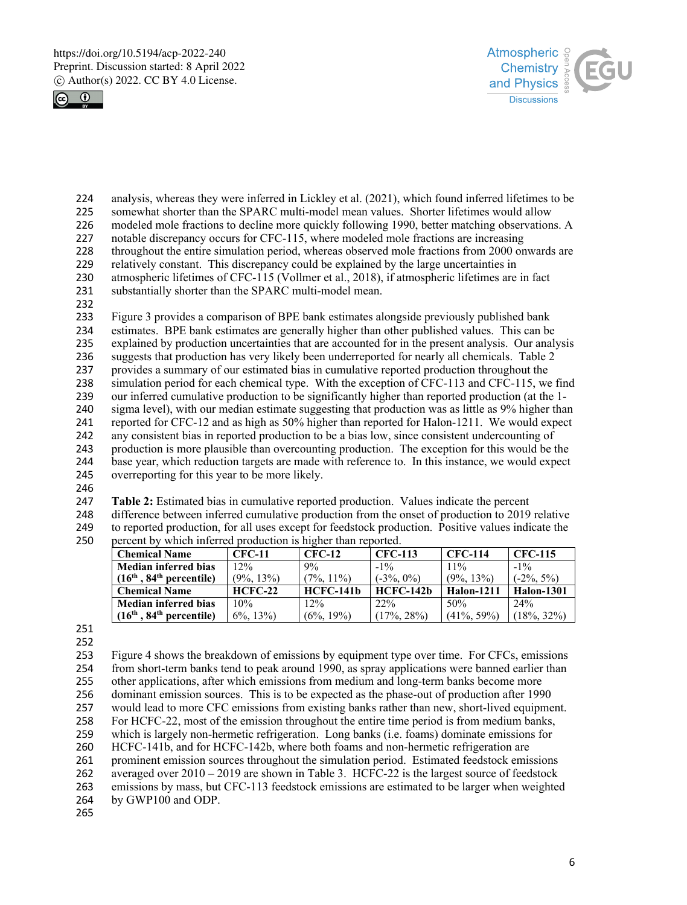analysis, whereas they were inferred in Lickley et al. (2021), which found inferred lifetimes to be somewhat shorter than the SPARC multi-model mean values. Shorter lifetimes would allow modeled mole fractions to decline more quickly following 1990, better matching observations. A notable discrepancy occurs for CFC-115, where modeled mole fractions are increasing throughout the entire simulation period, whereas observed mole fractions from 2000 onwards are relatively constant. This discrepancy could be explained by the large uncertainties in atmospheric lifetimes of CFC-115 (Vollmer et al., 2018), if atmospheric lifetimes are in fact substantially shorter than the SPARC multi-model mean.

Figure 3 provides a comparison of BPE bank estimates alongside previously published bank estimates. BPE bank estimates are generally higher than other published values. This can be explained by production uncertainties that are accounted for in the present analysis. Our analysis suggests that production has very likely been underreported for nearly all chemicals. Table 2 provides a summary of our estimated bias in cumulative reported production throughout the simulation period for each chemical type. With the exception of CFC-113 and CFC-115, we find our inferred cumulative production to be significantly higher than reported production (at the 1-sigma level), with our median estimate suggesting that production was as little as 9% higher than reported for CFC-12 and as high as 50% higher than reported for Halon-1211. We would expect any consistent bias in reported production to be a bias low, since consistent undercounting of production is more plausible than overcounting production. The exception for this would be the base year, which reduction targets are made with reference to. In this instance, we would expect overreporting for this year to be more likely.

**Table 2:** Estimated bias in cumulative reported production. Values indicate the percent difference between inferred cumulative production from the onset of production to 2019 relative to reported production, for all uses except for feedstock production. Positive values indicate the percent by which inferred production is higher than reported.

| **Chemical Name** | **CFC-11** | **CFC-12** | **CFC-113** | **CFC-114** | **CFC-115** |
|---|---|---|---|---|---|
| **Median inferred bias ($16^{th}$, $84^{th}$ percentile)** | 12% (9%, 13%) | 9% (7%, 11%) | -1% (-3%, 0%) | 11% (9%, 13%) | -1% (-2%, 5%) |
| **Chemical Name** | **HCFC-22** | **HCFC-141b** | **HCFC-142b** | **Halon-1211** | **Halon-1301** |
| **Median inferred bias ($16^{th}$, $84^{th}$ percentile)** | 10% 6%, 13%) | 12% (6%, 19%) | 22% (17%, 28%) | 50% (41%, 59%) | 24% (18%, 32%) |

Figure 4 shows the breakdown of emissions by equipment type over time. For CFCs, emissions from short-term banks tend to peak around 1990, as spray applications were banned earlier than other applications, after which emissions from medium and long-term banks become more dominant emission sources. This is to be expected as the phase-out of production after 1990 would lead to more CFC emissions from existing banks rather than new, short-lived equipment. For HCFC-22, most of the emission throughout the entire time period is from medium banks, which is largely non-hermetic refrigeration. Long banks (i.e. foams) dominate emissions for HCFC-141b, and for HCFC-142b, where both foams and non-hermetic refrigeration are prominent emission sources throughout the simulation period. Estimated feedstock emissions averaged over 2010 – 2019 are shown in Table 3. HCFC-22 is the largest source of feedstock emissions by mass, but CFC-113 feedstock emissions are estimated to be larger when weighted by GWP100 and ODP.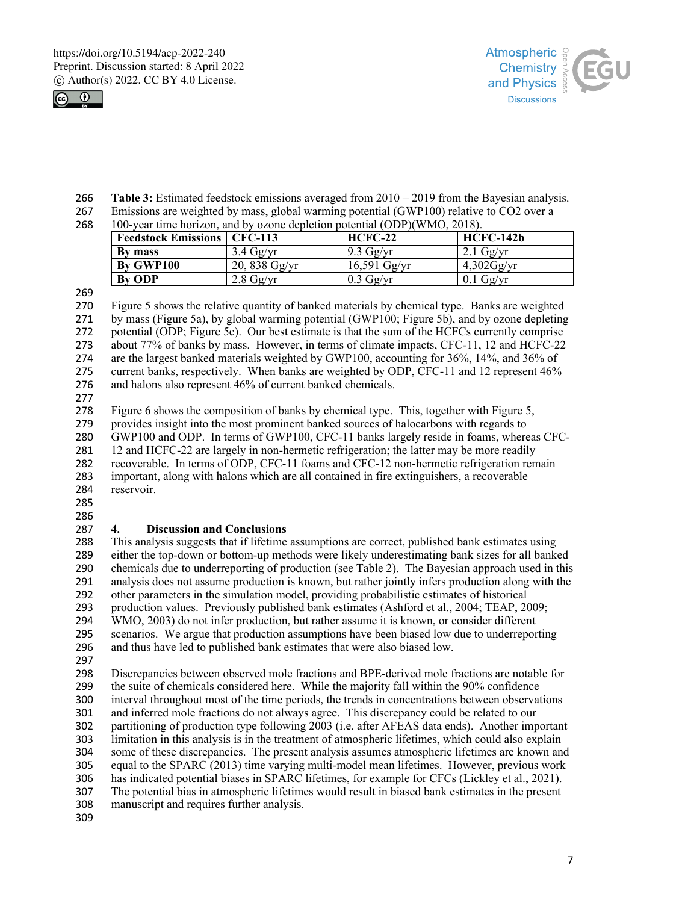**Table 3:** Estimated feedstock emissions averaged from 2010 – 2019 from the Bayesian analysis. Emissions are weighted by mass, global warming potential (GWP100) relative to CO2 over a 100-year time horizon, and by ozone depletion potential (ODP)(WMO, 2018).

| Feedstock Emissions | CFC-113 | HCFC-22 | HCFC-142b |
|---|---|---|---|
| **By mass** | 3.4 Gg/yr | 9.3 Gg/yr | 2.1 Gg/yr |
| **By GWP100** | 20, 838 Gg/yr | 16,591 Gg/yr | 4,302Gg/yr |
| **By ODP** | 2.8 Gg/yr | 0.3 Gg/yr | 0.1 Gg/yr |

Figure 5 shows the relative quantity of banked materials by chemical type. Banks are weighted by mass (Figure 5a), by global warming potential (GWP100; Figure 5b), and by ozone depleting potential (ODP; Figure 5c). Our best estimate is that the sum of the HCFCs currently comprise about 77% of banks by mass. However, in terms of climate impacts, CFC-11, 12 and HCFC-22 are the largest banked materials weighted by GWP100, accounting for 36%, 14%, and 36% of current banks, respectively. When banks are weighted by ODP, CFC-11 and 12 represent 46% and halons also represent 46% of current banked chemicals.

Figure 6 shows the composition of banks by chemical type. This, together with Figure 5, provides insight into the most prominent banked sources of halocarbons with regards to GWP100 and ODP. In terms of GWP100, CFC-11 banks largely reside in foams, whereas CFC-12 and HCFC-22 are largely in non-hermetic refrigeration; the latter may be more readily recoverable. In terms of ODP, CFC-11 foams and CFC-12 non-hermetic refrigeration remain important, along with halons which are all contained in fire extinguishers, a recoverable reservoir.

## 4. Discussion and Conclusions

This analysis suggests that if lifetime assumptions are correct, published bank estimates using either the top-down or bottom-up methods were likely underestimating bank sizes for all banked chemicals due to underreporting of production (see Table 2). The Bayesian approach used in this analysis does not assume production is known, but rather jointly infers production along with the other parameters in the simulation model, providing probabilistic estimates of historical production values. Previously published bank estimates (Ashford et al., 2004; TEAP, 2009; WMO, 2003) do not infer production, but rather assume it is known, or consider different scenarios. We argue that production assumptions have been biased low due to underreporting and thus have led to published bank estimates that were also biased low.

Discrepancies between observed mole fractions and BPE-derived mole fractions are notable for the suite of chemicals considered here. While the majority fall within the 90% confidence interval throughout most of the time periods, the trends in concentrations between observations and inferred mole fractions do not always agree. This discrepancy could be related to our partitioning of production type following 2003 (i.e. after AFEAS data ends). Another important limitation in this analysis is in the treatment of atmospheric lifetimes, which could also explain some of these discrepancies. The present analysis assumes atmospheric lifetimes are known and equal to the SPARC (2013) time varying multi-model mean lifetimes. However, previous work has indicated potential biases in SPARC lifetimes, for example for CFCs (Lickley et al., 2021). The potential bias in atmospheric lifetimes would result in biased bank estimates in the present manuscript and requires further analysis.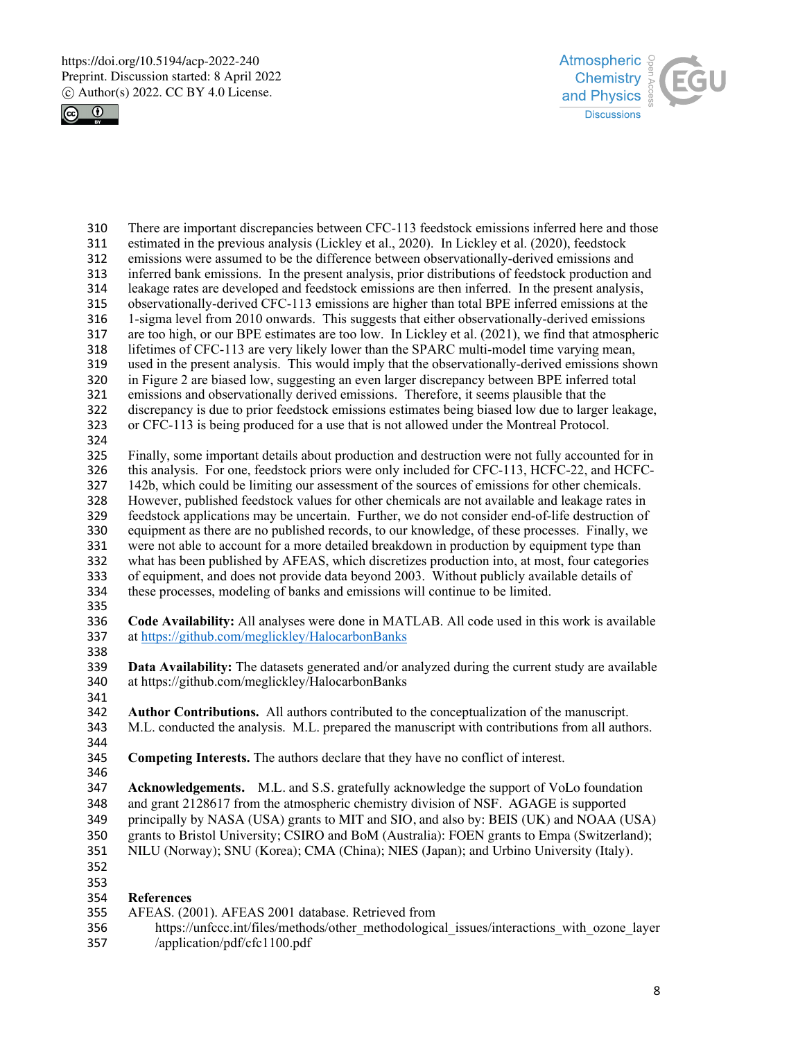There are important discrepancies between CFC-113 feedstock emissions inferred here and those estimated in the previous analysis (Lickley et al., 2020). In Lickley et al. (2020), feedstock emissions were assumed to be the difference between observationally-derived emissions and inferred bank emissions. In the present analysis, prior distributions of feedstock production and leakage rates are developed and feedstock emissions are then inferred. In the present analysis, observationally-derived CFC-113 emissions are higher than total BPE inferred emissions at the 1-sigma level from 2010 onwards. This suggests that either observationally-derived emissions are too high, or our BPE estimates are too low. In Lickley et al. (2021), we find that atmospheric lifetimes of CFC-113 are very likely lower than the SPARC multi-model time varying mean, used in the present analysis. This would imply that the observationally-derived emissions shown in Figure 2 are biased low, suggesting an even larger discrepancy between BPE inferred total emissions and observationally derived emissions. Therefore, it seems plausible that the discrepancy is due to prior feedstock emissions estimates being biased low due to larger leakage, or CFC-113 is being produced for a use that is not allowed under the Montreal Protocol.

Finally, some important details about production and destruction were not fully accounted for in this analysis. For one, feedstock priors were only included for CFC-113, HCFC-22, and HCFC-142b, which could be limiting our assessment of the sources of emissions for other chemicals. However, published feedstock values for other chemicals are not available and leakage rates in feedstock applications may be uncertain. Further, we do not consider end-of-life destruction of equipment as there are no published records, to our knowledge, of these processes. Finally, we were not able to account for a more detailed breakdown in production by equipment type than what has been published by AFEAS, which discretizes production into, at most, four categories of equipment, and does not provide data beyond 2003. Without publicly available details of these processes, modeling of banks and emissions will continue to be limited.

**Code Availability:** All analyses were done in MATLAB. All code used in this work is available at https://github.com/meglickley/HalocarbonBanks

**Data Availability:** The datasets generated and/or analyzed during the current study are available at https://github.com/meglickley/HalocarbonBanks

**Author Contributions.** All authors contributed to the conceptualization of the manuscript. M.L. conducted the analysis. M.L. prepared the manuscript with contributions from all authors.

**Competing Interests.** The authors declare that they have no conflict of interest.

**Acknowledgements.** M.L. and S.S. gratefully acknowledge the support of VoLo foundation and grant 2128617 from the atmospheric chemistry division of NSF. AGAGE is supported principally by NASA (USA) grants to MIT and SIO, and also by: BEIS (UK) and NOAA (USA) grants to Bristol University; CSIRO and BoM (Australia): FOEN grants to Empa (Switzerland); NILU (Norway); SNU (Korea); CMA (China); NIES (Japan); and Urbino University (Italy).

## References

AFEAS. (2001). AFEAS 2001 database. Retrieved from https://unfccc.int/files/methods/other_methodological_issues/interactions_with_ozone_layer/application/pdf/cfc1100.pdf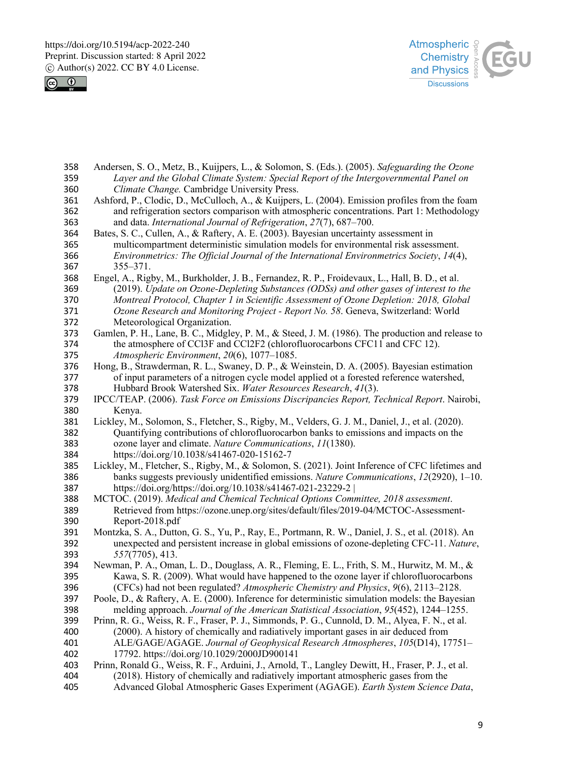Andersen, S. O., Metz, B., Kuijpers, L., & Solomon, S. (Eds.). (2005). *Safeguarding the Ozone Layer and the Global Climate System: Special Report of the Intergovernmental Panel on Climate Change.* Cambridge University Press.

Ashford, P., Clodic, D., McCulloch, A., & Kuijpers, L. (2004). Emission profiles from the foam and refrigeration sectors comparison with atmospheric concentrations. Part 1: Methodology and data. *International Journal of Refrigeration*, *27*(7), 687–700.

Bates, S. C., Cullen, A., & Raftery, A. E. (2003). Bayesian uncertainty assessment in multicompartment deterministic simulation models for environmental risk assessment. *Environmetrics: The Official Journal of the International Environmetrics Society*, *14*(4), 355–371.

Engel, A., Rigby, M., Burkholder, J. B., Fernandez, R. P., Froidevaux, L., Hall, B. D., et al. (2019). *Update on Ozone-Depleting Substances (ODSs) and other gases of interest to the Montreal Protocol, Chapter 1 in Scientific Assessment of Ozone Depletion: 2018, Global Ozone Research and Monitoring Project - Report No. 58*. Geneva, Switzerland: World Meteorological Organization.

Gamlen, P. H., Lane, B. C., Midgley, P. M., & Steed, J. M. (1986). The production and release to the atmosphere of $CCl_3F$ and $CCl_2F_2$ (chlorofluorocarbons CFC11 and CFC 12). *Atmospheric Environment*, *20*(6), 1077–1085.

Hong, B., Strawderman, R. L., Swaney, D. P., & Weinstein, D. A. (2005). Bayesian estimation of input parameters of a nitrogen cycle model applied ot a forested reference watershed, Hubbard Brook Watershed Six. *Water Resources Research*, *41*(3).

IPCC/TEAP. (2006). *Task Force on Emissions Discripancies Report, Technical Report*. Nairobi, Kenya.

Lickley, M., Solomon, S., Fletcher, S., Rigby, M., Velders, G. J. M., Daniel, J., et al. (2020). Quantifying contributions of chlorofluorocarbon banks to emissions and impacts on the ozone layer and climate. *Nature Communications*, *11*(1380). https://doi.org/10.1038/s41467-020-15162-7

Lickley, M., Fletcher, S., Rigby, M., & Solomon, S. (2021). Joint Inference of CFC lifetimes and banks suggests previously unidentified emissions. *Nature Communications*, *12*(2920), 1–10. https://doi.org/https://doi.org/10.1038/s41467-021-23229-2 |

MCTOC. (2019). *Medical and Chemical Technical Options Committee, 2018 assessment*. Retrieved from https://ozone.unep.org/sites/default/files/2019-04/MCTOC-Assessment-Report-2018.pdf

Montzka, S. A., Dutton, G. S., Yu, P., Ray, E., Portmann, R. W., Daniel, J. S., et al. (2018). An unexpected and persistent increase in global emissions of ozone-depleting CFC-11. *Nature*, *557*(7705), 413.

Newman, P. A., Oman, L. D., Douglass, A. R., Fleming, E. L., Frith, S. M., Hurwitz, M. M., & Kawa, S. R. (2009). What would have happened to the ozone layer if chlorofluorocarbons (CFCs) had not been regulated? *Atmospheric Chemistry and Physics*, *9*(6), 2113–2128.

Poole, D., & Raftery, A. E. (2000). Inference for deterministic simulation models: the Bayesian melding approach. *Journal of the American Statistical Association*, *95*(452), 1244–1255.

Prinn, R. G., Weiss, R. F., Fraser, P. J., Simmonds, P. G., Cunnold, D. M., Alyea, F. N., et al. (2000). A history of chemically and radiatively important gases in air deduced from ALE/GAGE/AGAGE. *Journal of Geophysical Research Atmospheres*, *105*(D14), 17751–17792. https://doi.org/10.1029/2000JD900141

Prinn, Ronald G., Weiss, R. F., Arduini, J., Arnold, T., Langley Dewitt, H., Fraser, P. J., et al. (2018). History of chemically and radiatively important atmospheric gases from the Advanced Global Atmospheric Gases Experiment (AGAGE). *Earth System Science Data*,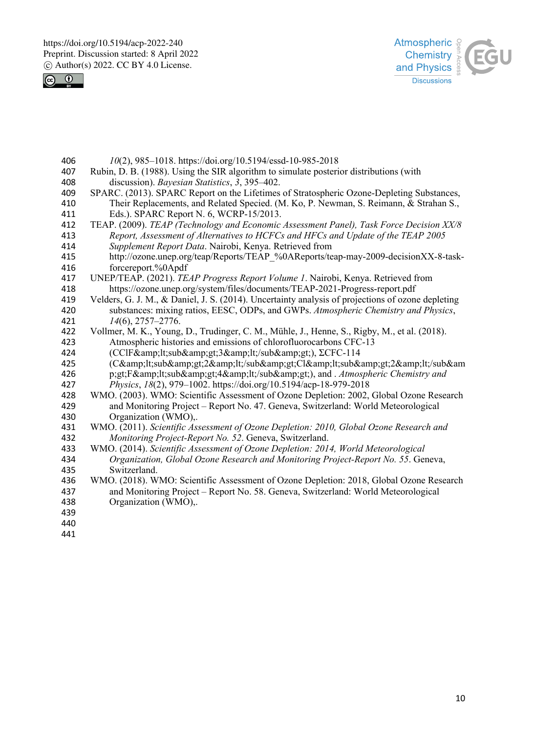*10*(2), 985–1018. https://doi.org/10.5194/essd-10-985-2018

Rubin, D. B. (1988). Using the SIR algorithm to simulate posterior distributions (with discussion). *Bayesian Statistics*, *3*, 395–402.

SPARC. (2013). SPARC Report on the Lifetimes of Stratospheric Ozone-Depleting Substances, Their Replacements, and Related Specied. (M. Ko, P. Newman, S. Reimann, & Strahan S., Eds.). SPARC Report N. 6, WCRP-15/2013.

TEAP. (2009). *TEAP (Technology and Economic Assessment Panel), Task Force Decision XX/8 Report, Assessment of Alternatives to HCFCs and HFCs and Update of the TEAP 2005 Supplement Report Data*. Nairobi, Kenya. Retrieved from http://ozone.unep.org/teap/Reports/TEAP_%0AReports/teap-may-2009-decisionXX-8-task-forcereport.%0Apdf

UNEP/TEAP. (2021). *TEAP Progress Report Volume 1*. Nairobi, Kenya. Retrieved from https://ozone.unep.org/system/files/documents/TEAP-2021-Progress-report.pdf

Velders, G. J. M., & Daniel, J. S. (2014). Uncertainty analysis of projections of ozone depleting substances: mixing ratios, EESC, ODPs, and GWPs. *Atmospheric Chemistry and Physics*, *14*(6), 2757–2776.

Vollmer, M. K., Young, D., Trudinger, C. M., Mühle, J., Henne, S., Rigby, M., et al. (2018). Atmospheric histories and emissions of chlorofluorocarbons CFC-13 (CClF&amp;lt;sub&amp;gt;3&amp;lt;/sub&amp;gt;), ΣCFC-114 (C&amp;lt;sub&amp;gt;2&amp;lt;/sub&amp;gt;Cl&amp;lt;sub&amp;gt;2&amp;lt;/sub&amp;gt;F&amp;lt;sub&amp;gt;4&amp;lt;/sub&amp;gt;), and . *Atmospheric Chemistry and Physics*, *18*(2), 979–1002. https://doi.org/10.5194/acp-18-979-2018

WMO. (2003). WMO: Scientific Assessment of Ozone Depletion: 2002, Global Ozone Research and Monitoring Project – Report No. 47. Geneva, Switzerland: World Meteorological Organization (WMO),.

WMO. (2011). *Scientific Assessment of Ozone Depletion: 2010, Global Ozone Research and Monitoring Project-Report No. 52*. Geneva, Switzerland.

WMO. (2014). *Scientific Assessment of Ozone Depletion: 2014, World Meteorological Organization, Global Ozone Research and Monitoring Project-Report No. 55*. Geneva, Switzerland.

WMO. (2018). WMO: Scientific Assessment of Ozone Depletion: 2018, Global Ozone Research and Monitoring Project – Report No. 58. Geneva, Switzerland: World Meteorological Organization (WMO),.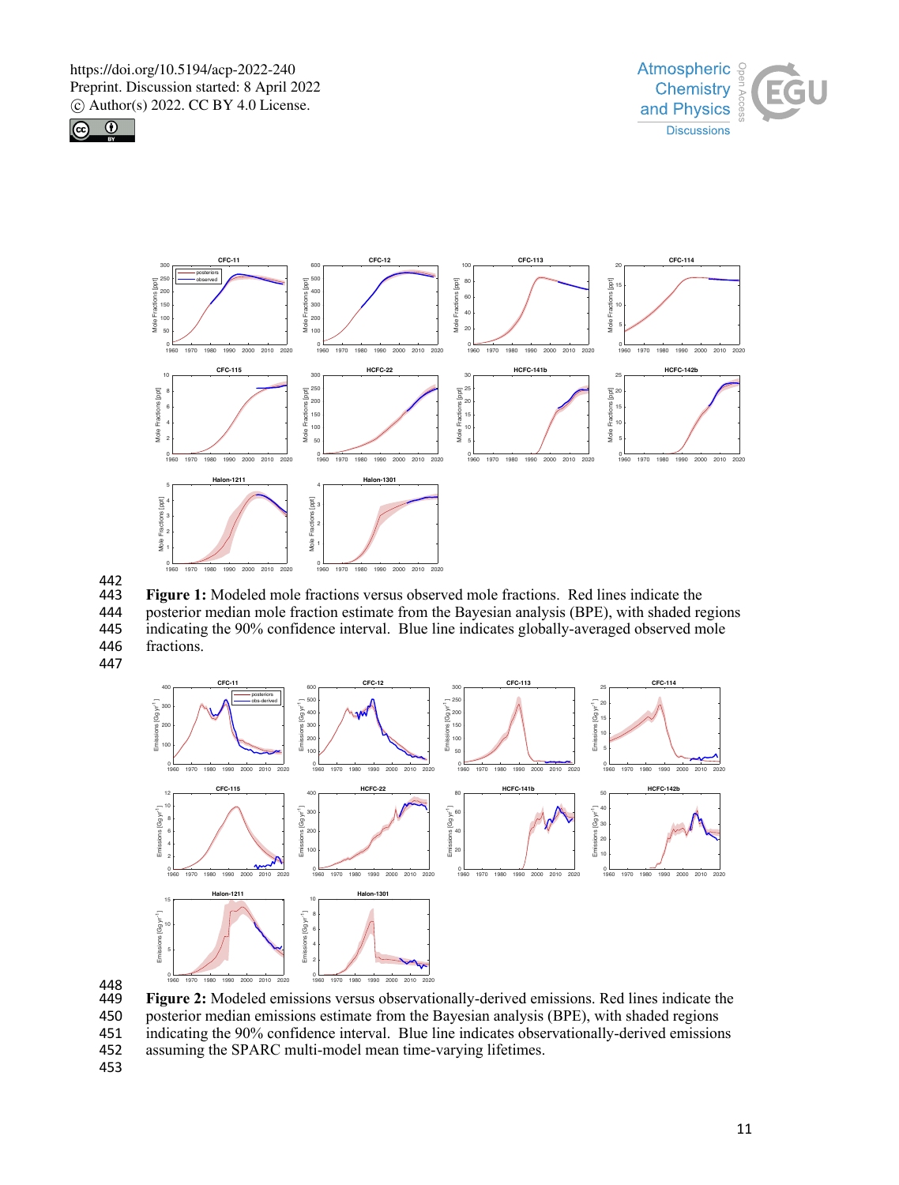Figure 1: Modeled mole fractions versus observed mole fractions. Red lines indicate the posterior median mole fraction estimate from the Bayesian analysis (BPE), with shaded regions indicating the 90% confidence interval. Blue line indicates globally-averaged observed mole fractions.

Figure 2: Modeled emissions versus observationally-derived emissions. Red lines indicate the posterior median emissions estimate from the Bayesian analysis (BPE), with shaded regions indicating the 90% confidence interval. Blue line indicates observationally-derived emissions assuming the SPARC multi-model mean time-varying lifetimes.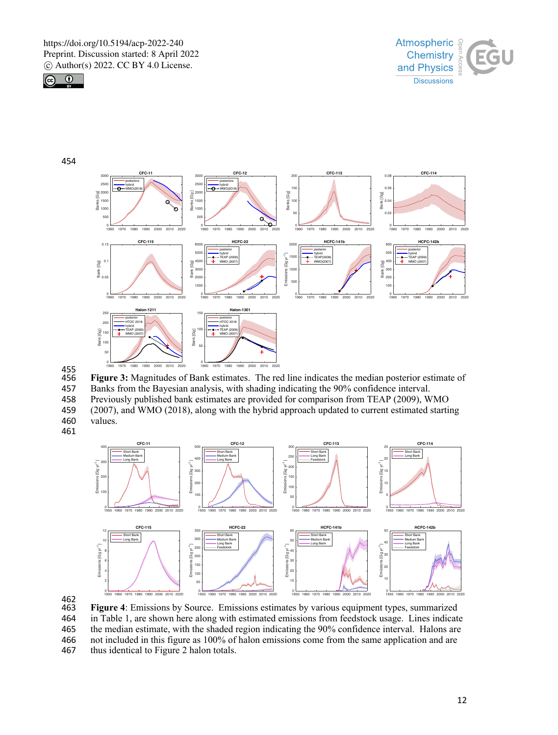**Figure 3:** Magnitudes of Bank estimates. The red line indicates the median posterior estimate of Banks from the Bayesian analysis, with shading indicating the 90% confidence interval. Previously published bank estimates are provided for comparison from TEAP (2009), WMO (2007), and WMO (2018), along with the hybrid approach updated to current estimated starting values.

**Figure 4**: Emissions by Source. Emissions estimates by various equipment types, summarized in Table 1, are shown here along with estimated emissions from feedstock usage. Lines indicate the median estimate, with the shaded region indicating the 90% confidence interval. Halons are not included in this figure as 100% of halon emissions come from the same application and are thus identical to Figure 2 halon totals.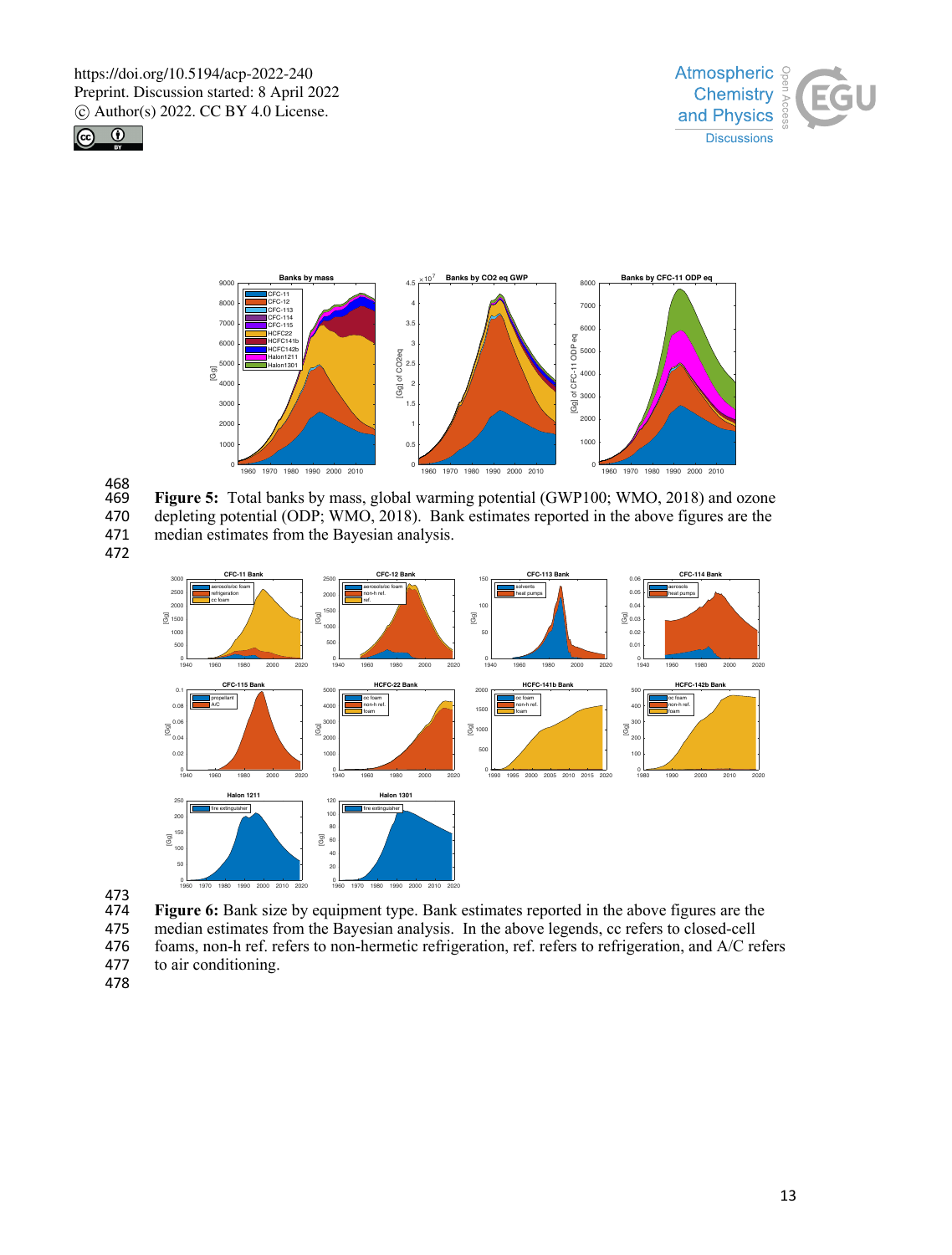Banks by mass

9000
8000
7000
6000
5000
4000
3000
2000
1000
0

[Gg]

CFC-11
CFC-12
CFC-113
CFC-114
CFC-115
HCFC22
HCFC141b
HCFC142b
Halon1211
Halon1301

1960 1970 1980 1990 2000 2010

Banks by CO2 eq GWP

×10[7]

4.5
4
3.5
3
2.5
2
1.5
1
0.5
0

[Gg] of CO2eq

1960 1970 1980 1990 2000 2010

Banks by CFC-11 ODP eq

8000
7000
6000
5000
4000
3000
2000
1000
0

[Gg] of CFC-11 ODP eq

1960 1970 1980 1990 2000 2010

**Figure 5:** Total banks by mass, global warming potential (GWP100; WMO, 2018) and ozone depleting potential (ODP; WMO, 2018). Bank estimates reported in the above figures are the median estimates from the Bayesian analysis.

CFC-11 Bank
aerosols/oc foam
refrigeration
cc foam

CFC-12 Bank
aerosols/oc foam
non-h ref.
ref.

CFC-113 Bank
solvents
heat pumps

CFC-114 Bank
aerosols
heat pumps

CFC-115 Bank
propellant
A/C

HCFC-22 Bank
oc foam
non-h ref.
foam

HCFC-141b Bank
oc foam
non-h ref.
foam

HCFC-142b Bank
oc foam
non-h ref.
foam

Halon 1211
fire extinguisher

Halon 1301
fire extinguisher

[Gg]

**Figure 6:** Bank size by equipment type. Bank estimates reported in the above figures are the median estimates from the Bayesian analysis. In the above legends, cc refers to closed-cell foams, non-h ref. refers to non-hermetic refrigeration, ref. refers to refrigeration, and A/C refers to air conditioning.